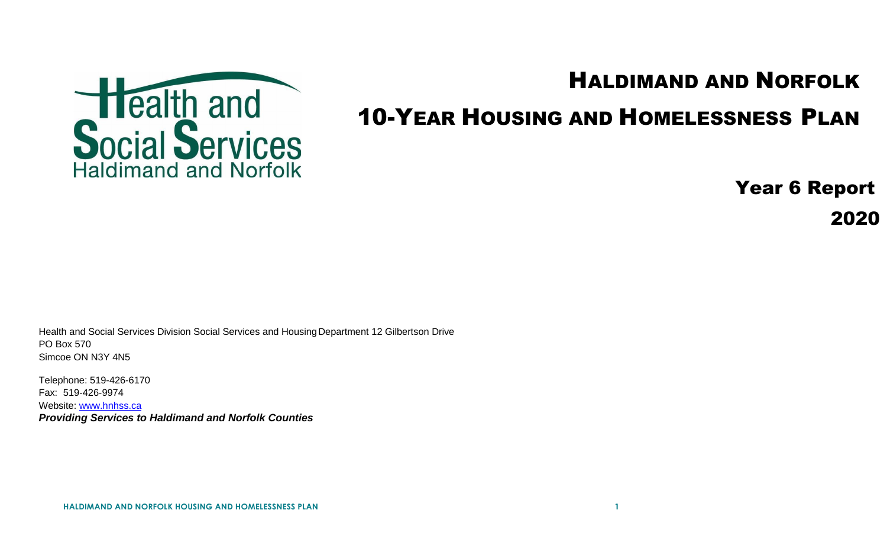Health and Social Services Haldimand and Norfolk

# Haldimand and Norfolk

# 10-Year Housing and Homelessness Plan

## Year 6 Report

## 2020

Health and Social Services Division Social Services and Housing Department 12 Gilbertson Drive
PO Box 570
Simcoe ON N3Y 4N5

Telephone: 519-426-6170
Fax: 519-426-9974
Website: www.hnhss.ca
***Providing Services to Haldimand and Norfolk Counties***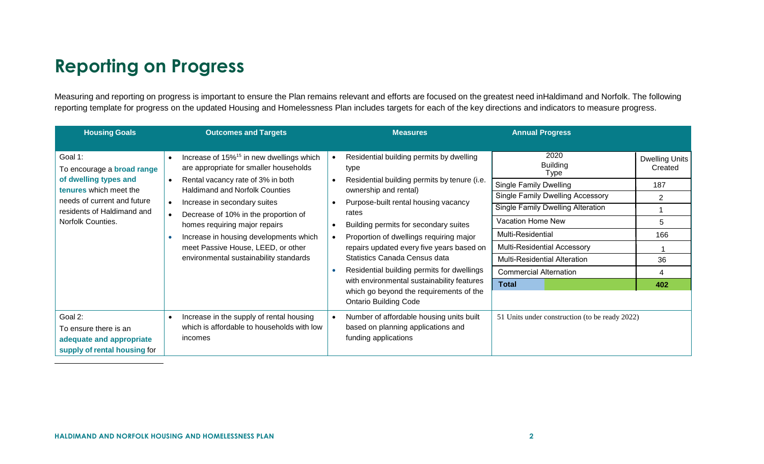# Reporting on Progress

Measuring and reporting on progress is important to ensure the Plan remains relevant and efforts are focused on the greatest need inHaldimand and Norfolk. The following reporting template for progress on the updated Housing and Homelessness Plan includes targets for each of the key directions and indicators to measure progress.

| Housing Goals | Outcomes and Targets | Measures | Annual Progress | |
|---|---|---|---|---|
| Goal 1: To encourage a **broad range of dwelling types and tenures** which meet the needs of current and future residents of Haldimand and Norfolk Counties. | • Increase of 15%[15] in new dwellings which are appropriate for smaller households<br>• Rental vacancy rate of 3% in both Haldimand and Norfolk Counties<br>• Increase in secondary suites<br>• Decrease of 10% in the proportion of homes requiring major repairs<br>• Increase in housing developments which meet Passive House, LEED, or other environmental sustainability standards | • Residential building permits by dwelling type<br>• Residential building permits by tenure (i.e. ownership and rental)<br>• Purpose-built rental housing vacancy rates<br>• Building permits for secondary suites<br>• Proportion of dwellings requiring major repairs updated every five years based on Statistics Canada Census data<br>• Residential building permits for dwellings with environmental sustainability features which go beyond the requirements of the Ontario Building Code | 2020 Building Type | Dwelling Units Created |
| | | | Single Family Dwelling | 187 |
| | | | Single Family Dwelling Accessory | 2 |
| | | | Single Family Dwelling Alteration | 1 |
| | | | Vacation Home New | 5 |
| | | | Multi-Residential | 166 |
| | | | Multi-Residential Accessory | 1 |
| | | | Multi-Residential Alteration | 36 |
| | | | Commercial Alternation | 4 |
| | | | **Total** | **402** |
| Goal 2: To ensure there is an **adequate and appropriate supply of rental housing** for | • Increase in the supply of rental housing which is affordable to households with low incomes | • Number of affordable housing units built based on planning applications and funding applications | 51 Units under construction (to be ready 2022) | |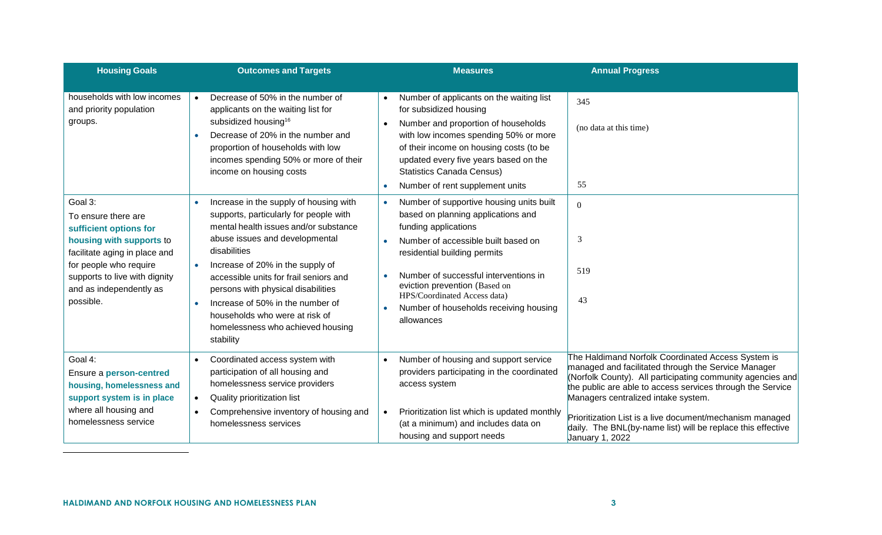| Housing Goals | Outcomes and Targets | Measures | Annual Progress |
|---|---|---|---|
| households with low incomes and priority population groups. | • Decrease of 50% in the number of applicants on the waiting list for subsidized housing[16]<br>• Decrease of 20% in the number and proportion of households with low incomes spending 50% or more of their income on housing costs | • Number of applicants on the waiting list for subsidized housing<br>• Number and proportion of households with low incomes spending 50% or more of their income on housing costs (to be updated every five years based on the Statistics Canada Census)<br>• Number of rent supplement units | 345<br>(no data at this time)<br>55 |
| Goal 3:<br>To ensure there are **sufficient options for housing with supports** to facilitate aging in place and for people who require supports to live with dignity and as independently as possible. | • Increase in the supply of housing with supports, particularly for people with mental health issues and/or substance abuse issues and developmental disabilities<br>• Increase of 20% in the supply of accessible units for frail seniors and persons with physical disabilities<br>• Increase of 50% in the number of households who were at risk of homelessness who achieved housing stability | • Number of supportive housing units built based on planning applications and funding applications<br>• Number of accessible built based on residential building permits<br>• Number of successful interventions in eviction prevention (Based on HPS/Coordinated Access data)<br>• Number of households receiving housing allowances | 0<br>3<br>519<br>43 |
| Goal 4:<br>Ensure a **person-centred housing, homelessness and support system is in place** where all housing and homelessness service | • Coordinated access system with participation of all housing and homelessness service providers<br>• Quality prioritization list<br>• Comprehensive inventory of housing and homelessness services | • Number of housing and support service providers participating in the coordinated access system<br>• Prioritization list which is updated monthly (at a minimum) and includes data on housing and support needs | The Haldimand Norfolk Coordinated Access System is managed and facilitated through the Service Manager (Norfolk County). All participating community agencies and the public are able to access services through the Service Managers centralized intake system.<br>Prioritization List is a live document/mechanism managed daily. The BNL(by-name list) will be replace this effective January 1, 2022 |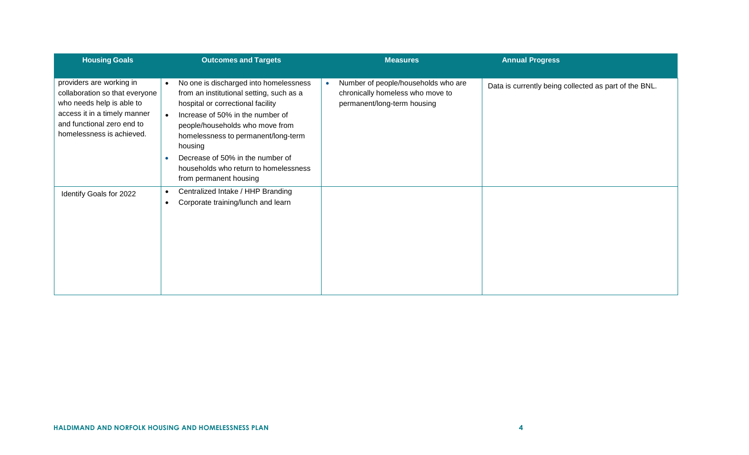| Housing Goals | Outcomes and Targets | Measures | Annual Progress |
| --- | --- | --- | --- |
| providers are working in collaboration so that everyone who needs help is able to access it in a timely manner and functional zero end to homelessness is achieved. | • No one is discharged into homelessness from an institutional setting, such as a hospital or correctional facility<br>• Increase of 50% in the number of people/households who move from homelessness to permanent/long-term housing<br>• Decrease of 50% in the number of households who return to homelessness from permanent housing | • Number of people/households who are chronically homeless who move to permanent/long-term housing | Data is currently being collected as part of the BNL. |
| Identify Goals for 2022 | • Centralized Intake / HHP Branding<br>• Corporate training/lunch and learn | | |